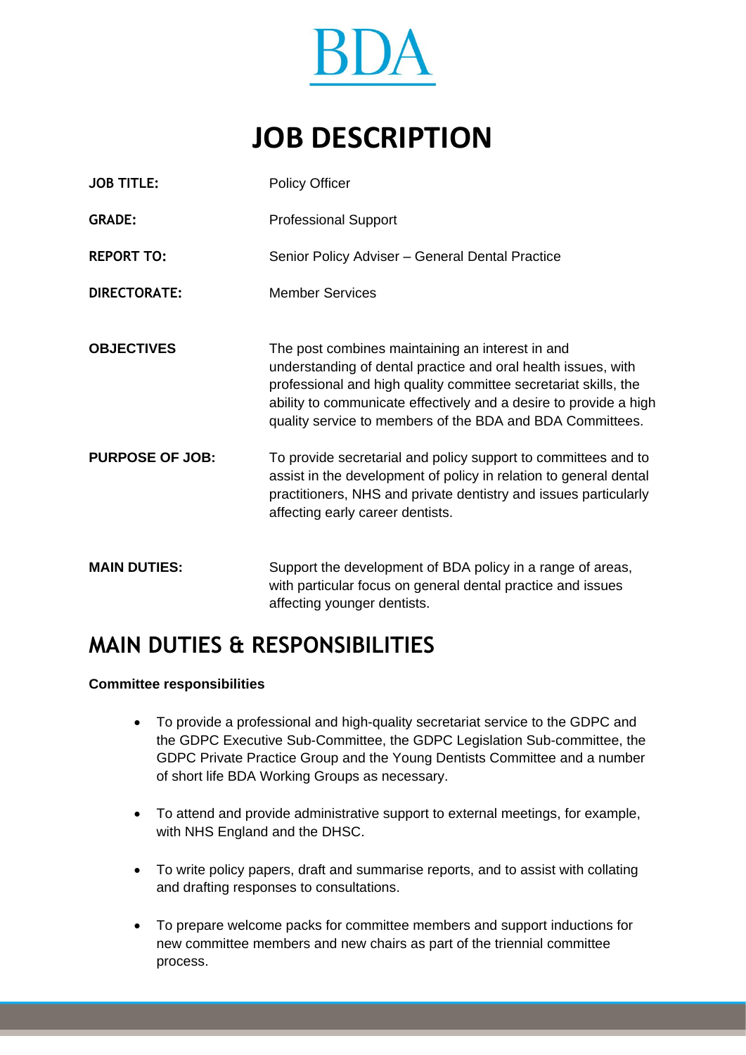BDA

# JOB DESCRIPTION

| | |
|---|---|
| **JOB TITLE:** | Policy Officer |
| **GRADE:** | Professional Support |
| **REPORT TO:** | Senior Policy Adviser – General Dental Practice |
| **DIRECTORATE:** | Member Services |
| **OBJECTIVES** | The post combines maintaining an interest in and understanding of dental practice and oral health issues, with professional and high quality committee secretariat skills, the ability to communicate effectively and a desire to provide a high quality service to members of the BDA and BDA Committees. |
| **PURPOSE OF JOB:** | To provide secretarial and policy support to committees and to assist in the development of policy in relation to general dental practitioners, NHS and private dentistry and issues particularly affecting early career dentists. |
| **MAIN DUTIES:** | Support the development of BDA policy in a range of areas, with particular focus on general dental practice and issues affecting younger dentists. |

## MAIN DUTIES & RESPONSIBILITIES

**Committee responsibilities**

- To provide a professional and high-quality secretariat service to the GDPC and the GDPC Executive Sub-Committee, the GDPC Legislation Sub-committee, the GDPC Private Practice Group and the Young Dentists Committee and a number of short life BDA Working Groups as necessary.
- To attend and provide administrative support to external meetings, for example, with NHS England and the DHSC.
- To write policy papers, draft and summarise reports, and to assist with collating and drafting responses to consultations.
- To prepare welcome packs for committee members and support inductions for new committee members and new chairs as part of the triennial committee process.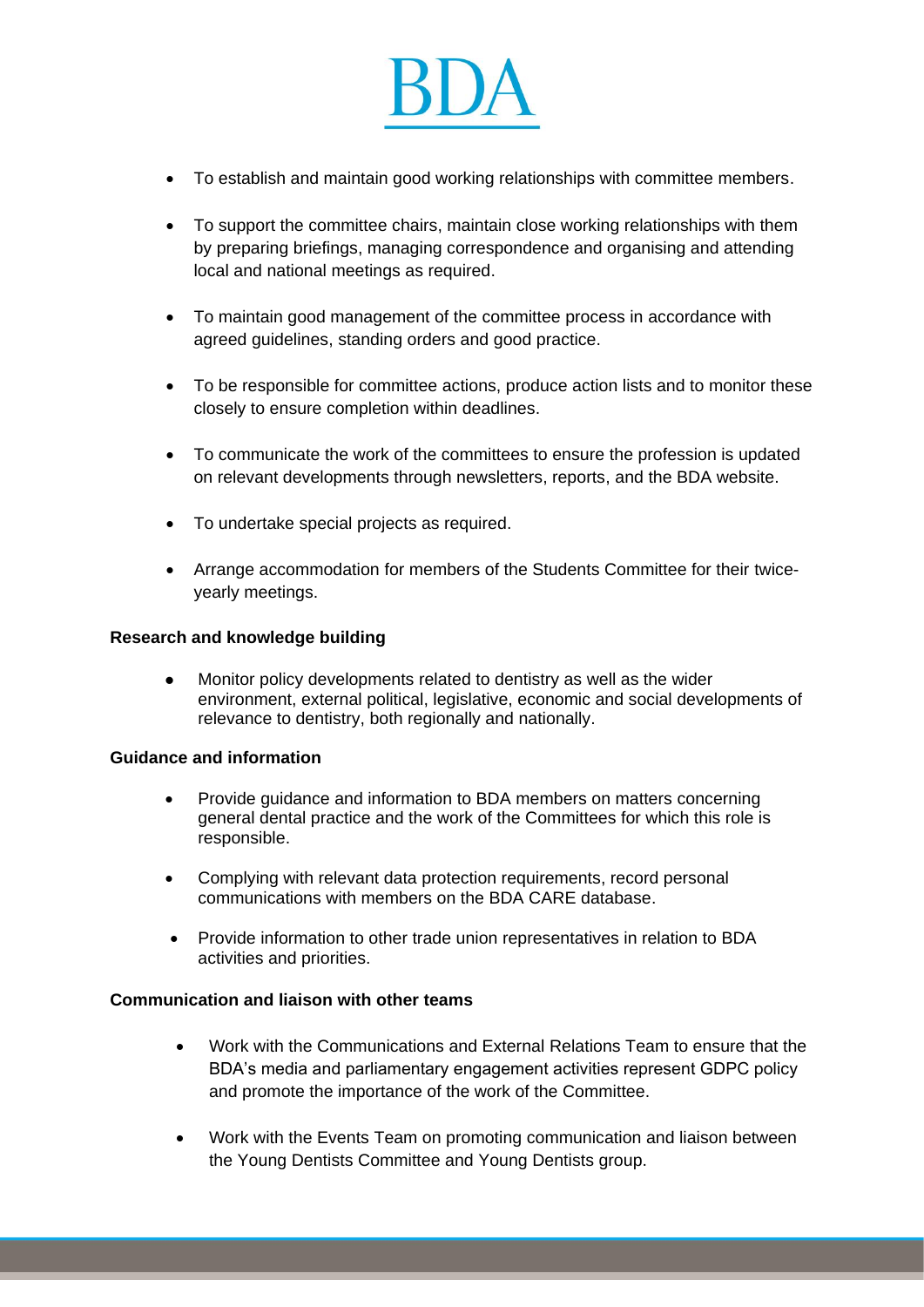- To establish and maintain good working relationships with committee members.
- To support the committee chairs, maintain close working relationships with them by preparing briefings, managing correspondence and organising and attending local and national meetings as required.
- To maintain good management of the committee process in accordance with agreed guidelines, standing orders and good practice.
- To be responsible for committee actions, produce action lists and to monitor these closely to ensure completion within deadlines.
- To communicate the work of the committees to ensure the profession is updated on relevant developments through newsletters, reports, and the BDA website.
- To undertake special projects as required.
- Arrange accommodation for members of the Students Committee for their twice-yearly meetings.

**Research and knowledge building**

- Monitor policy developments related to dentistry as well as the wider environment, external political, legislative, economic and social developments of relevance to dentistry, both regionally and nationally.

**Guidance and information**

- Provide guidance and information to BDA members on matters concerning general dental practice and the work of the Committees for which this role is responsible.
- Complying with relevant data protection requirements, record personal communications with members on the BDA CARE database.
- Provide information to other trade union representatives in relation to BDA activities and priorities.

**Communication and liaison with other teams**

- Work with the Communications and External Relations Team to ensure that the BDA's media and parliamentary engagement activities represent GDPC policy and promote the importance of the work of the Committee.
- Work with the Events Team on promoting communication and liaison between the Young Dentists Committee and Young Dentists group.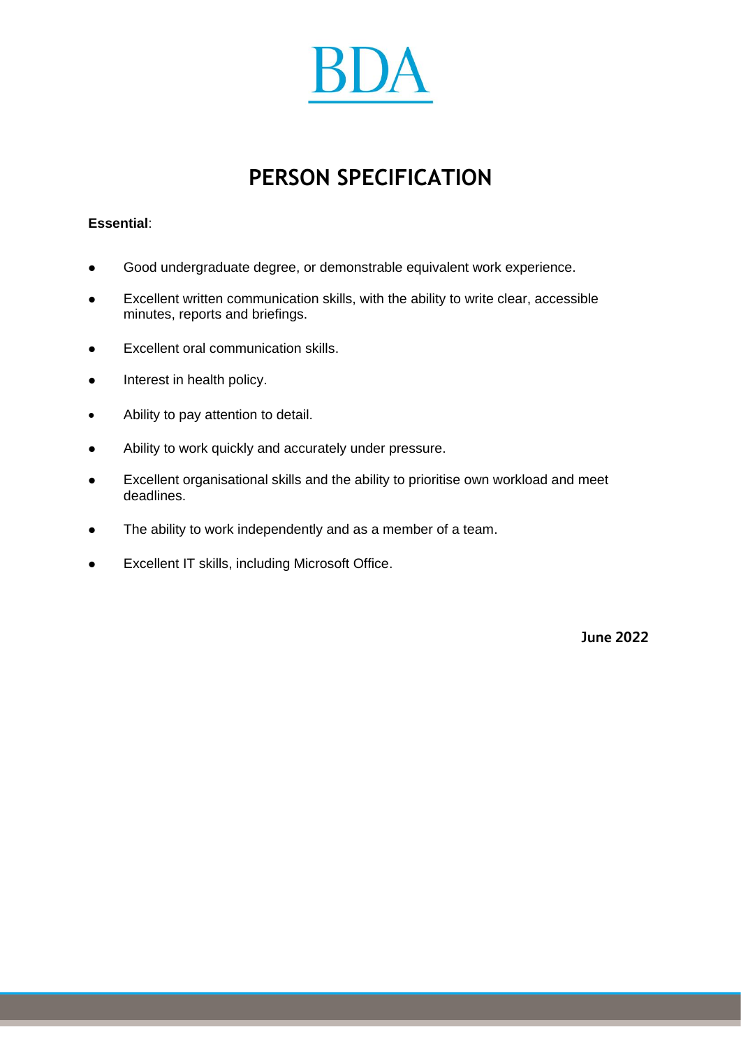BDA

# PERSON SPECIFICATION

**Essential**:

- Good undergraduate degree, or demonstrable equivalent work experience.
- Excellent written communication skills, with the ability to write clear, accessible minutes, reports and briefings.
- Excellent oral communication skills.
- Interest in health policy.
- Ability to pay attention to detail.
- Ability to work quickly and accurately under pressure.
- Excellent organisational skills and the ability to prioritise own workload and meet deadlines.
- The ability to work independently and as a member of a team.
- Excellent IT skills, including Microsoft Office.

**June 2022**